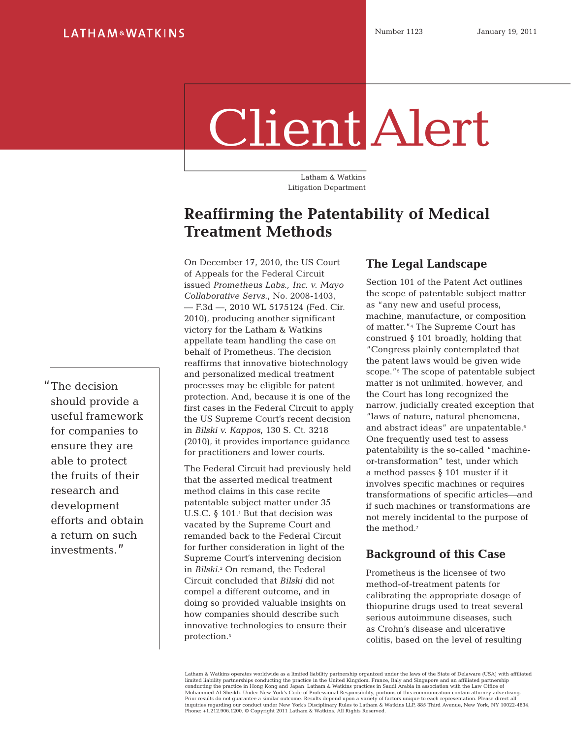LATHAM & WATKINS

Number 1123 January 19, 2011

# Client Alert

Latham & Watkins
Litigation Department

## Reaffirming the Patentability of Medical Treatment Methods

On December 17, 2010, the US Court of Appeals for the Federal Circuit issued *Prometheus Labs., Inc. v. Mayo Collaborative Servs.*, No. 2008-1403, — F.3d —, 2010 WL 5175124 (Fed. Cir. 2010), producing another significant victory for the Latham & Watkins appellate team handling the case on behalf of Prometheus. The decision reaffirms that innovative biotechnology and personalized medical treatment processes may be eligible for patent protection. And, because it is one of the first cases in the Federal Circuit to apply the US Supreme Court's recent decision in *Bilski v. Kappos*, 130 S. Ct. 3218 (2010), it provides importance guidance for practitioners and lower courts.

> "The decision should provide a useful framework for companies to ensure they are able to protect the fruits of their research and development efforts and obtain a return on such investments."

The Federal Circuit had previously held that the asserted medical treatment method claims in this case recite patentable subject matter under 35 U.S.C. § 101.[1] But that decision was vacated by the Supreme Court and remanded back to the Federal Circuit for further consideration in light of the Supreme Court's intervening decision in *Bilski*.[2] On remand, the Federal Circuit concluded that *Bilski* did not compel a different outcome, and in doing so provided valuable insights on how companies should describe such innovative technologies to ensure their protection.[3]

### The Legal Landscape

Section 101 of the Patent Act outlines the scope of patentable subject matter as "any new and useful process, machine, manufacture, or composition of matter."[4] The Supreme Court has construed § 101 broadly, holding that "Congress plainly contemplated that the patent laws would be given wide scope."[5] The scope of patentable subject matter is not unlimited, however, and the Court has long recognized the narrow, judicially created exception that "laws of nature, natural phenomena, and abstract ideas" are unpatentable.[6] One frequently used test to assess patentability is the so-called "machine-or-transformation" test, under which a method passes § 101 muster if it involves specific machines or requires transformations of specific articles—and if such machines or transformations are not merely incidental to the purpose of the method.[7]

### Background of this Case

Prometheus is the licensee of two method-of-treatment patents for calibrating the appropriate dosage of thiopurine drugs used to treat several serious autoimmune diseases, such as Crohn's disease and ulcerative colitis, based on the level of resulting

Latham & Watkins operates worldwide as a limited liability partnership organized under the laws of the State of Delaware (USA) with affiliated limited liability partnerships conducting the practice in the United Kingdom, France, Italy and Singapore and an affiliated partnership conducting the practice in Hong Kong and Japan. Latham & Watkins practices in Saudi Arabia in association with the Law Office of Mohammed Al-Sheikh. Under New York's Code of Professional Responsibility, portions of this communication contain attorney advertising. Prior results do not guarantee a similar outcome. Results depend upon a variety of factors unique to each representation. Please direct all inquiries regarding our conduct under New York's Disciplinary Rules to Latham & Watkins LLP, 885 Third Avenue, New York, NY 10022-4834, Phone: +1.212.906.1200. © Copyright 2011 Latham & Watkins. All Rights Reserved.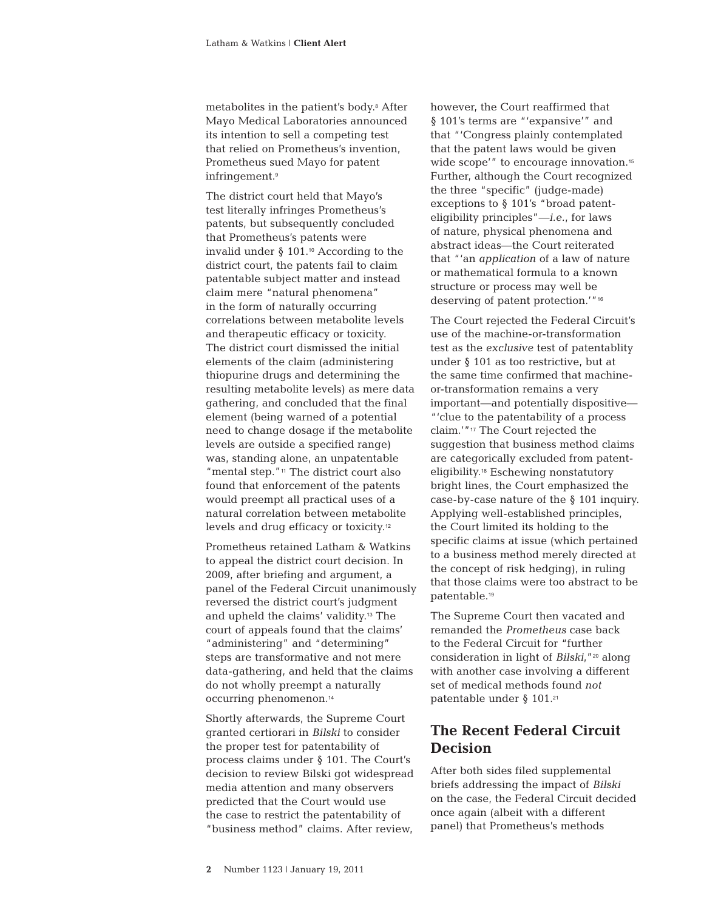metabolites in the patient's body.[8] After Mayo Medical Laboratories announced its intention to sell a competing test that relied on Prometheus's invention, Prometheus sued Mayo for patent infringement.[9]

The district court held that Mayo's test literally infringes Prometheus's patents, but subsequently concluded that Prometheus's patents were invalid under § 101.[10] According to the district court, the patents fail to claim patentable subject matter and instead claim mere "natural phenomena" in the form of naturally occurring correlations between metabolite levels and therapeutic efficacy or toxicity. The district court dismissed the initial elements of the claim (administering thiopurine drugs and determining the resulting metabolite levels) as mere data gathering, and concluded that the final element (being warned of a potential need to change dosage if the metabolite levels are outside a specified range) was, standing alone, an unpatentable "mental step."[11] The district court also found that enforcement of the patents would preempt all practical uses of a natural correlation between metabolite levels and drug efficacy or toxicity.[12]

Prometheus retained Latham & Watkins to appeal the district court decision. In 2009, after briefing and argument, a panel of the Federal Circuit unanimously reversed the district court's judgment and upheld the claims' validity.[13] The court of appeals found that the claims' "administering" and "determining" steps are transformative and not mere data-gathering, and held that the claims do not wholly preempt a naturally occurring phenomenon.[14]

Shortly afterwards, the Supreme Court granted certiorari in *Bilski* to consider the proper test for patentability of process claims under § 101. The Court's decision to review Bilski got widespread media attention and many observers predicted that the Court would use the case to restrict the patentability of "business method" claims. After review, however, the Court reaffirmed that § 101's terms are "'expansive'" and that "'Congress plainly contemplated that the patent laws would be given wide scope'" to encourage innovation.[15] Further, although the Court recognized the three "specific" (judge-made) exceptions to § 101's "broad patent-eligibility principles"—*i.e.*, for laws of nature, physical phenomena and abstract ideas—the Court reiterated that "'an *application* of a law of nature or mathematical formula to a known structure or process may well be deserving of patent protection.'"[16]

The Court rejected the Federal Circuit's use of the machine-or-transformation test as the *exclusive* test of patentablity under § 101 as too restrictive, but at the same time confirmed that machine-or-transformation remains a very important—and potentially dispositive—"'clue to the patentability of a process claim.'"[17] The Court rejected the suggestion that business method claims are categorically excluded from patent-eligibility.[18] Eschewing nonstatutory bright lines, the Court emphasized the case-by-case nature of the § 101 inquiry. Applying well-established principles, the Court limited its holding to the specific claims at issue (which pertained to a business method merely directed at the concept of risk hedging), in ruling that those claims were too abstract to be patentable.[19]

The Supreme Court then vacated and remanded the *Prometheus* case back to the Federal Circuit for "further consideration in light of *Bilski*,"[20] along with another case involving a different set of medical methods found *not* patentable under § 101.[21]

## The Recent Federal Circuit Decision

After both sides filed supplemental briefs addressing the impact of *Bilski* on the case, the Federal Circuit decided once again (albeit with a different panel) that Prometheus's methods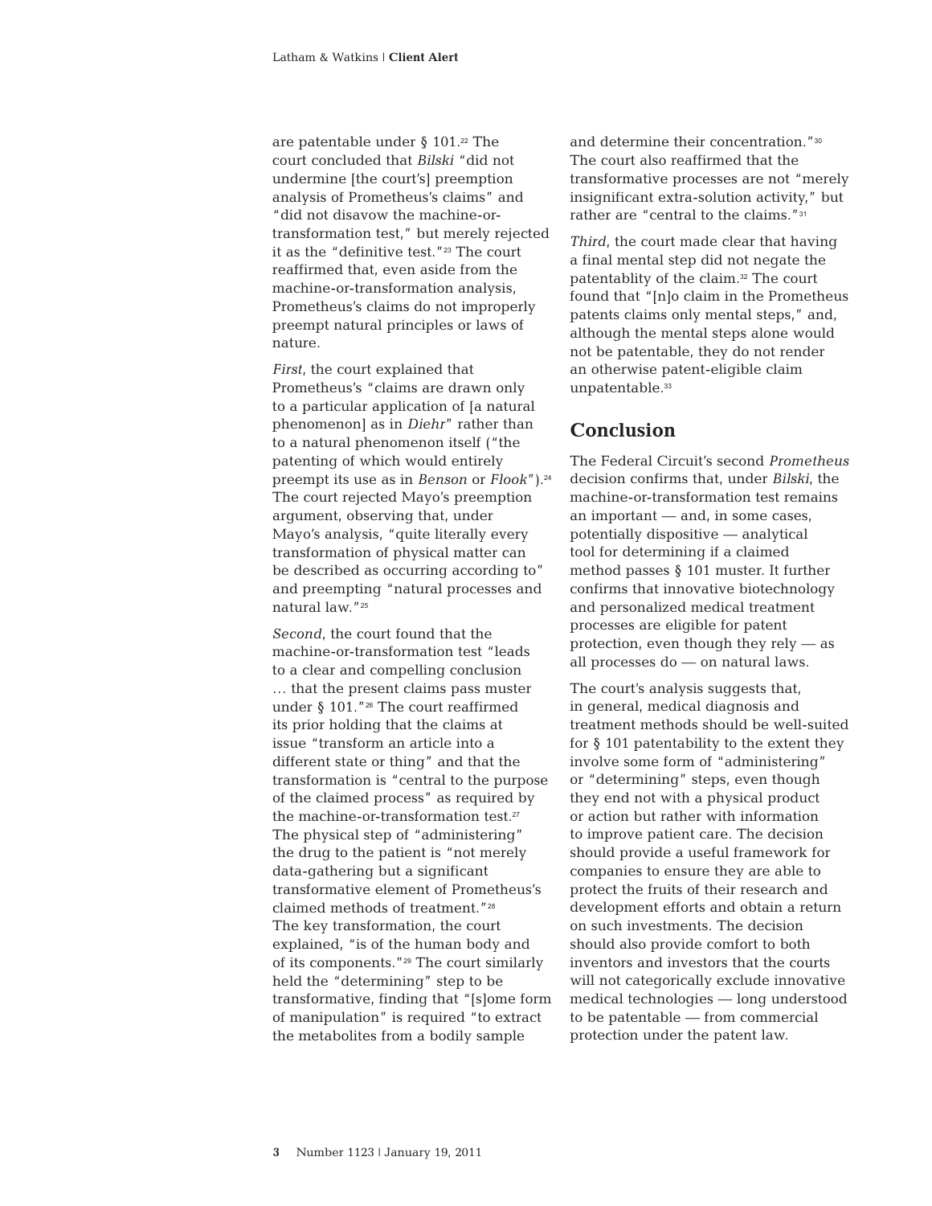are patentable under § 101.[22] The court concluded that *Bilski* "did not undermine [the court's] preemption analysis of Prometheus's claims" and "did not disavow the machine-or-transformation test," but merely rejected it as the "definitive test."[23] The court reaffirmed that, even aside from the machine-or-transformation analysis, Prometheus's claims do not improperly preempt natural principles or laws of nature.

*First*, the court explained that Prometheus's "claims are drawn only to a particular application of [a natural phenomenon] as in *Diehr*" rather than to a natural phenomenon itself ("the patenting of which would entirely preempt its use as in *Benson* or *Flook*").[24] The court rejected Mayo's preemption argument, observing that, under Mayo's analysis, "quite literally every transformation of physical matter can be described as occurring according to" and preempting "natural processes and natural law."[25]

*Second*, the court found that the machine-or-transformation test "leads to a clear and compelling conclusion … that the present claims pass muster under § 101."[26] The court reaffirmed its prior holding that the claims at issue "transform an article into a different state or thing" and that the transformation is "central to the purpose of the claimed process" as required by the machine-or-transformation test.[27] The physical step of "administering" the drug to the patient is "not merely data-gathering but a significant transformative element of Prometheus's claimed methods of treatment."[28] The key transformation, the court explained, "is of the human body and of its components."[29] The court similarly held the "determining" step to be transformative, finding that "[s]ome form of manipulation" is required "to extract the metabolites from a bodily sample and determine their concentration."[30] The court also reaffirmed that the transformative processes are not "merely insignificant extra-solution activity," but rather are "central to the claims."[31]

*Third*, the court made clear that having a final mental step did not negate the patentablity of the claim.[32] The court found that "[n]o claim in the Prometheus patents claims only mental steps," and, although the mental steps alone would not be patentable, they do not render an otherwise patent-eligible claim unpatentable.[33]

## Conclusion

The Federal Circuit's second *Prometheus* decision confirms that, under *Bilski*, the machine-or-transformation test remains an important — and, in some cases, potentially dispositive — analytical tool for determining if a claimed method passes § 101 muster. It further confirms that innovative biotechnology and personalized medical treatment processes are eligible for patent protection, even though they rely — as all processes do — on natural laws.

The court's analysis suggests that, in general, medical diagnosis and treatment methods should be well-suited for § 101 patentability to the extent they involve some form of "administering" or "determining" steps, even though they end not with a physical product or action but rather with information to improve patient care. The decision should provide a useful framework for companies to ensure they are able to protect the fruits of their research and development efforts and obtain a return on such investments. The decision should also provide comfort to both inventors and investors that the courts will not categorically exclude innovative medical technologies — long understood to be patentable — from commercial protection under the patent law.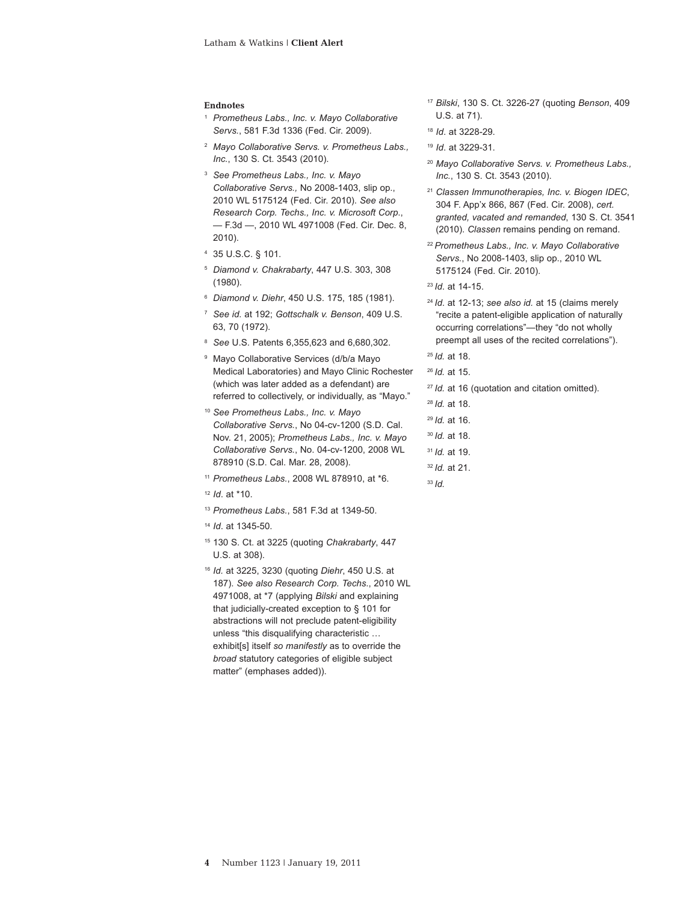### Endnotes

[1] *Prometheus Labs., Inc. v. Mayo Collaborative Servs.*, 581 F.3d 1336 (Fed. Cir. 2009).

[2] *Mayo Collaborative Servs. v. Prometheus Labs., Inc.*, 130 S. Ct. 3543 (2010).

[3] *See Prometheus Labs., Inc. v. Mayo Collaborative Servs.,* No 2008-1403, slip op., 2010 WL 5175124 (Fed. Cir. 2010). *See also Research Corp. Techs., Inc. v. Microsoft Corp.*, — F.3d —, 2010 WL 4971008 (Fed. Cir. Dec. 8, 2010).

[4] 35 U.S.C. § 101.

[5] *Diamond v. Chakrabarty*, 447 U.S. 303, 308 (1980).

[6] *Diamond v. Diehr*, 450 U.S. 175, 185 (1981).

[7] *See id.* at 192; *Gottschalk v. Benson*, 409 U.S. 63, 70 (1972).

[8] *See* U.S. Patents 6,355,623 and 6,680,302.

[9] Mayo Collaborative Services (d/b/a Mayo Medical Laboratories) and Mayo Clinic Rochester (which was later added as a defendant) are referred to collectively, or individually, as "Mayo."

[10] *See Prometheus Labs., Inc. v. Mayo Collaborative Servs.*, No 04-cv-1200 (S.D. Cal. Nov. 21, 2005); *Prometheus Labs., Inc. v. Mayo Collaborative Servs.*, No. 04-cv-1200, 2008 WL 878910 (S.D. Cal. Mar. 28, 2008).

[11] *Prometheus Labs.*, 2008 WL 878910, at *6.

[12] *Id*. at *10.

[13] *Prometheus Labs.*, 581 F.3d at 1349-50.

[14] *Id*. at 1345-50.

[15] 130 S. Ct. at 3225 (quoting *Chakrabarty*, 447 U.S. at 308).

[16] *Id.* at 3225, 3230 (quoting *Diehr*, 450 U.S. at 187). *See also Research Corp. Techs*., 2010 WL 4971008, at *7 (applying *Bilski* and explaining that judicially-created exception to § 101 for abstractions will not preclude patent-eligibility unless "this disqualifying characteristic … exhibit[s] itself *so manifestly* as to override the *broad* statutory categories of eligible subject matter" (emphases added)).

[17] *Bilski*, 130 S. Ct. 3226-27 (quoting *Benson*, 409 U.S. at 71).

[18] *Id*. at 3228-29.

[19] *Id*. at 3229-31.

[20] *Mayo Collaborative Servs. v. Prometheus Labs., Inc.*, 130 S. Ct. 3543 (2010).

[21] *Classen Immunotherapies, Inc. v. Biogen IDEC*, 304 F. App'x 866, 867 (Fed. Cir. 2008), *cert. granted, vacated and remanded*, 130 S. Ct. 3541 (2010). *Classen* remains pending on remand.

[22] *Prometheus Labs., Inc. v. Mayo Collaborative Servs.*, No 2008-1403, slip op., 2010 WL 5175124 (Fed. Cir. 2010).

[23] *Id.* at 14-15.

[24] *Id.* at 12-13; *see also id.* at 15 (claims merely "recite a patent-eligible application of naturally occurring correlations"—they "do not wholly preempt all uses of the recited correlations").

[25] *Id.* at 18.

[26] *Id.* at 15.

[27] *Id.* at 16 (quotation and citation omitted).

[28] *Id.* at 18.

[29] *Id.* at 16.

[30] *Id.* at 18.

[31] *Id.* at 19.

[32] *Id.* at 21.

[33] *Id.*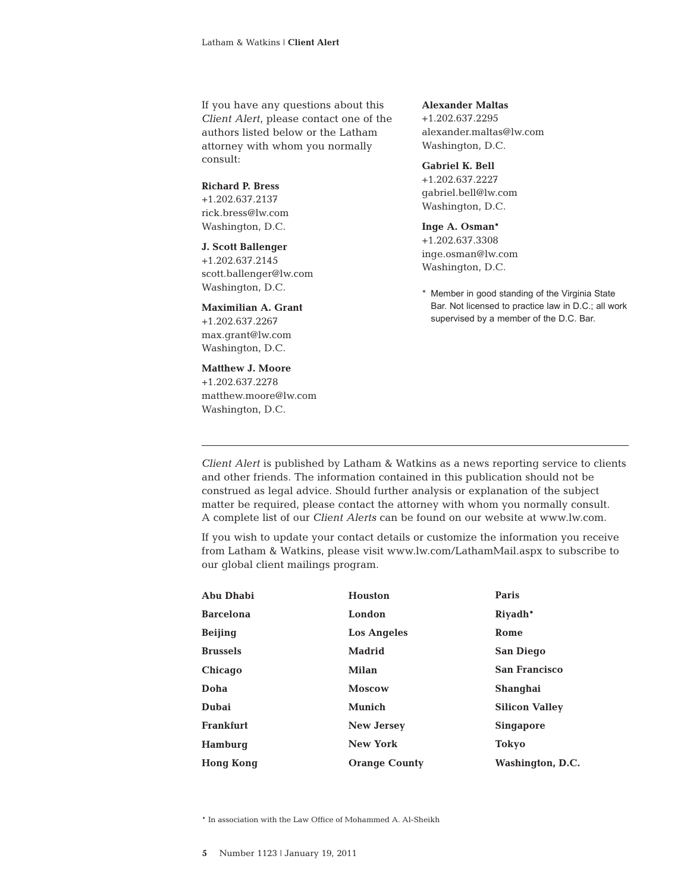If you have any questions about this *Client Alert*, please contact one of the authors listed below or the Latham attorney with whom you normally consult:

**Richard P. Bress**
+1.202.637.2137
rick.bress@lw.com
Washington, D.C.

**J. Scott Ballenger**
+1.202.637.2145
scott.ballenger@lw.com
Washington, D.C.

**Maximilian A. Grant**
+1.202.637.2267
max.grant@lw.com
Washington, D.C.

**Matthew J. Moore**
+1.202.637.2278
matthew.moore@lw.com
Washington, D.C.

**Alexander Maltas**
+1.202.637.2295
alexander.maltas@lw.com
Washington, D.C.

**Gabriel K. Bell**
+1.202.637.2227
gabriel.bell@lw.com
Washington, D.C.

**Inge A. Osman***
+1.202.637.3308
inge.osman@lw.com
Washington, D.C.

* Member in good standing of the Virginia State Bar. Not licensed to practice law in D.C.; all work supervised by a member of the D.C. Bar.

---

*Client Alert* is published by Latham & Watkins as a news reporting service to clients and other friends. The information contained in this publication should not be construed as legal advice. Should further analysis or explanation of the subject matter be required, please contact the attorney with whom you normally consult. A complete list of our *Client Alerts* can be found on our website at www.lw.com.

If you wish to update your contact details or customize the information you receive from Latham & Watkins, please visit www.lw.com/LathamMail.aspx to subscribe to our global client mailings program.

| | | |
|---|---|---|
| **Abu Dhabi** | **Houston** | **Paris** |
| **Barcelona** | **London** | **Riyadh*** |
| **Beijing** | **Los Angeles** | **Rome** |
| **Brussels** | **Madrid** | **San Diego** |
| **Chicago** | **Milan** | **San Francisco** |
| **Doha** | **Moscow** | **Shanghai** |
| **Dubai** | **Munich** | **Silicon Valley** |
| **Frankfurt** | **New Jersey** | **Singapore** |
| **Hamburg** | **New York** | **Tokyo** |
| **Hong Kong** | **Orange County** | **Washington, D.C.** |

* In association with the Law Office of Mohammed A. Al-Sheikh